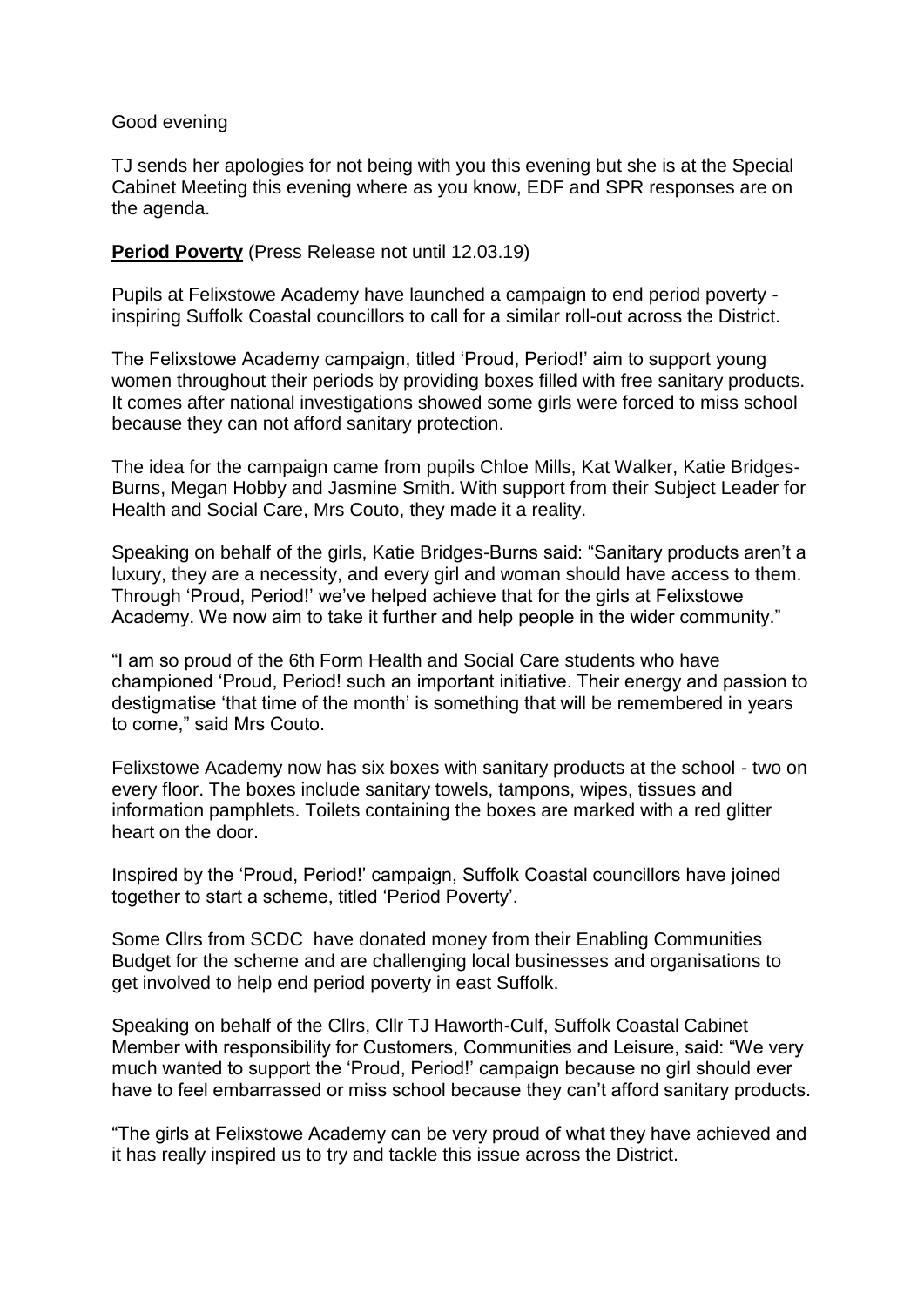Good evening

TJ sends her apologies for not being with you this evening but she is at the Special Cabinet Meeting this evening where as you know, EDF and SPR responses are on the agenda.

**Period Poverty** (Press Release not until 12.03.19)

Pupils at Felixstowe Academy have launched a campaign to end period poverty - inspiring Suffolk Coastal councillors to call for a similar roll-out across the District.

The Felixstowe Academy campaign, titled 'Proud, Period!' aim to support young women throughout their periods by providing boxes filled with free sanitary products. It comes after national investigations showed some girls were forced to miss school because they can not afford sanitary protection.

The idea for the campaign came from pupils Chloe Mills, Kat Walker, Katie Bridges-Burns, Megan Hobby and Jasmine Smith. With support from their Subject Leader for Health and Social Care, Mrs Couto, they made it a reality.

Speaking on behalf of the girls, Katie Bridges-Burns said: "Sanitary products aren't a luxury, they are a necessity, and every girl and woman should have access to them. Through 'Proud, Period!' we've helped achieve that for the girls at Felixstowe Academy. We now aim to take it further and help people in the wider community."

"I am so proud of the 6th Form Health and Social Care students who have championed 'Proud, Period! such an important initiative. Their energy and passion to destigmatise 'that time of the month' is something that will be remembered in years to come," said Mrs Couto.

Felixstowe Academy now has six boxes with sanitary products at the school - two on every floor. The boxes include sanitary towels, tampons, wipes, tissues and information pamphlets. Toilets containing the boxes are marked with a red glitter heart on the door.

Inspired by the 'Proud, Period!' campaign, Suffolk Coastal councillors have joined together to start a scheme, titled 'Period Poverty'.

Some Cllrs from SCDC have donated money from their Enabling Communities Budget for the scheme and are challenging local businesses and organisations to get involved to help end period poverty in east Suffolk.

Speaking on behalf of the Cllrs, Cllr TJ Haworth-Culf, Suffolk Coastal Cabinet Member with responsibility for Customers, Communities and Leisure, said: "We very much wanted to support the 'Proud, Period!' campaign because no girl should ever have to feel embarrassed or miss school because they can't afford sanitary products.

"The girls at Felixstowe Academy can be very proud of what they have achieved and it has really inspired us to try and tackle this issue across the District.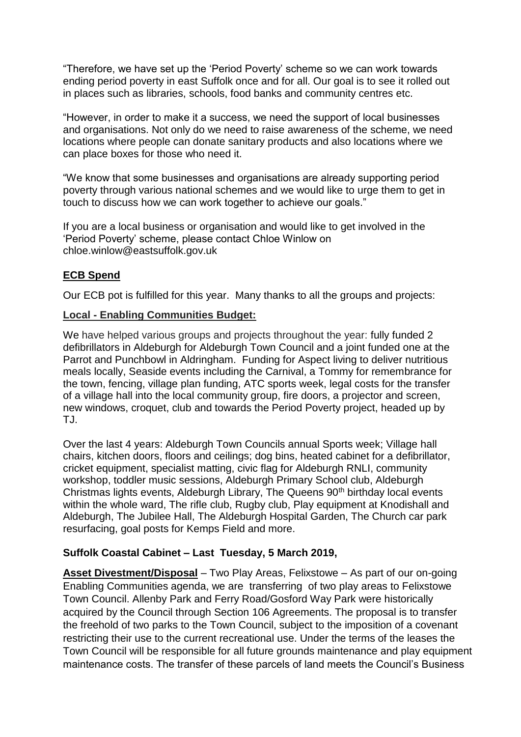"Therefore, we have set up the 'Period Poverty' scheme so we can work towards ending period poverty in east Suffolk once and for all. Our goal is to see it rolled out in places such as libraries, schools, food banks and community centres etc.

"However, in order to make it a success, we need the support of local businesses and organisations. Not only do we need to raise awareness of the scheme, we need locations where people can donate sanitary products and also locations where we can place boxes for those who need it.

"We know that some businesses and organisations are already supporting period poverty through various national schemes and we would like to urge them to get in touch to discuss how we can work together to achieve our goals."

If you are a local business or organisation and would like to get involved in the 'Period Poverty' scheme, please contact Chloe Winlow on chloe.winlow@eastsuffolk.gov.uk

## **ECB Spend**

Our ECB pot is fulfilled for this year. Many thanks to all the groups and projects:

### **Local - Enabling Communities Budget:**

We have helped various groups and projects throughout the year: fully funded 2 defibrillators in Aldeburgh for Aldeburgh Town Council and a joint funded one at the Parrot and Punchbowl in Aldringham. Funding for Aspect living to deliver nutritious meals locally, Seaside events including the Carnival, a Tommy for remembrance for the town, fencing, village plan funding, ATC sports week, legal costs for the transfer of a village hall into the local community group, fire doors, a projector and screen, new windows, croquet, club and towards the Period Poverty project, headed up by TJ.

Over the last 4 years: Aldeburgh Town Councils annual Sports week; Village hall chairs, kitchen doors, floors and ceilings; dog bins, heated cabinet for a defibrillator, cricket equipment, specialist matting, civic flag for Aldeburgh RNLI, community workshop, toddler music sessions, Aldeburgh Primary School club, Aldeburgh Christmas lights events, Aldeburgh Library, The Queens 90th birthday local events within the whole ward, The rifle club, Rugby club, Play equipment at Knodishall and Aldeburgh, The Jubilee Hall, The Aldeburgh Hospital Garden, The Church car park resurfacing, goal posts for Kemps Field and more.

## **Suffolk Coastal Cabinet – Last Tuesday, 5 March 2019,**

**Asset Divestment/Disposal** – Two Play Areas, Felixstowe – As part of our on-going Enabling Communities agenda, we are transferring of two play areas to Felixstowe Town Council. Allenby Park and Ferry Road/Gosford Way Park were historically acquired by the Council through Section 106 Agreements. The proposal is to transfer the freehold of two parks to the Town Council, subject to the imposition of a covenant restricting their use to the current recreational use. Under the terms of the leases the Town Council will be responsible for all future grounds maintenance and play equipment maintenance costs. The transfer of these parcels of land meets the Council's Business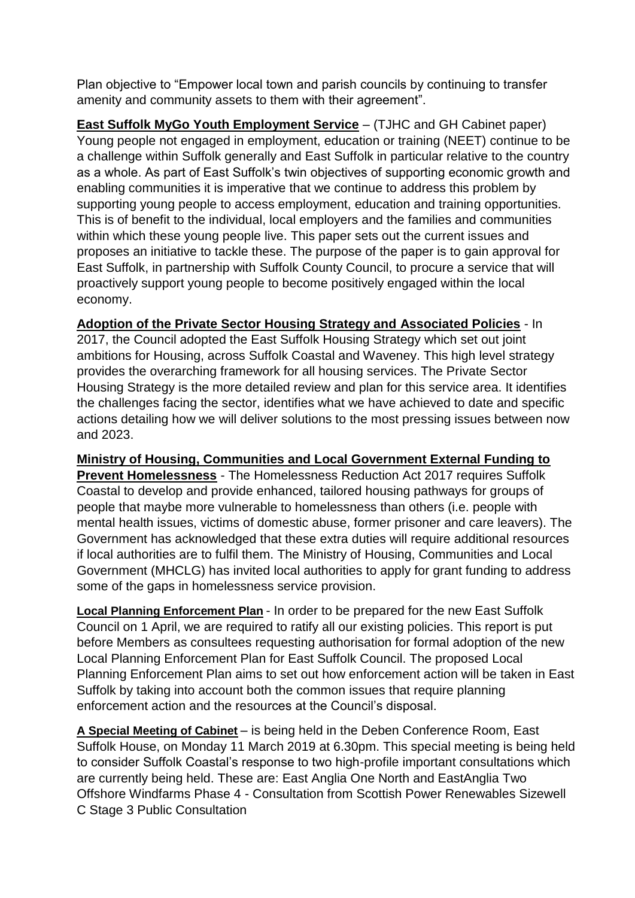Plan objective to "Empower local town and parish councils by continuing to transfer amenity and community assets to them with their agreement".

**East Suffolk MyGo Youth Employment Service** – (TJHC and GH Cabinet paper) Young people not engaged in employment, education or training (NEET) continue to be a challenge within Suffolk generally and East Suffolk in particular relative to the country as a whole. As part of East Suffolk's twin objectives of supporting economic growth and enabling communities it is imperative that we continue to address this problem by supporting young people to access employment, education and training opportunities. This is of benefit to the individual, local employers and the families and communities within which these young people live. This paper sets out the current issues and proposes an initiative to tackle these. The purpose of the paper is to gain approval for East Suffolk, in partnership with Suffolk County Council, to procure a service that will proactively support young people to become positively engaged within the local economy.

**Adoption of the Private Sector Housing Strategy and Associated Policies** - In 2017, the Council adopted the East Suffolk Housing Strategy which set out joint ambitions for Housing, across Suffolk Coastal and Waveney. This high level strategy provides the overarching framework for all housing services. The Private Sector Housing Strategy is the more detailed review and plan for this service area. It identifies the challenges facing the sector, identifies what we have achieved to date and specific actions detailing how we will deliver solutions to the most pressing issues between now and 2023.

**Ministry of Housing, Communities and Local Government External Funding to Prevent Homelessness** - The Homelessness Reduction Act 2017 requires Suffolk Coastal to develop and provide enhanced, tailored housing pathways for groups of people that maybe more vulnerable to homelessness than others (i.e. people with mental health issues, victims of domestic abuse, former prisoner and care leavers). The Government has acknowledged that these extra duties will require additional resources if local authorities are to fulfil them. The Ministry of Housing, Communities and Local Government (MHCLG) has invited local authorities to apply for grant funding to address some of the gaps in homelessness service provision.

**Local Planning Enforcement Plan** - In order to be prepared for the new East Suffolk Council on 1 April, we are required to ratify all our existing policies. This report is put before Members as consultees requesting authorisation for formal adoption of the new Local Planning Enforcement Plan for East Suffolk Council. The proposed Local Planning Enforcement Plan aims to set out how enforcement action will be taken in East Suffolk by taking into account both the common issues that require planning enforcement action and the resources at the Council's disposal.

**A Special Meeting of Cabinet** – is being held in the Deben Conference Room, East Suffolk House, on Monday 11 March 2019 at 6.30pm. This special meeting is being held to consider Suffolk Coastal's response to two high-profile important consultations which are currently being held. These are: East Anglia One North and EastAnglia Two Offshore Windfarms Phase 4 - Consultation from Scottish Power Renewables Sizewell C Stage 3 Public Consultation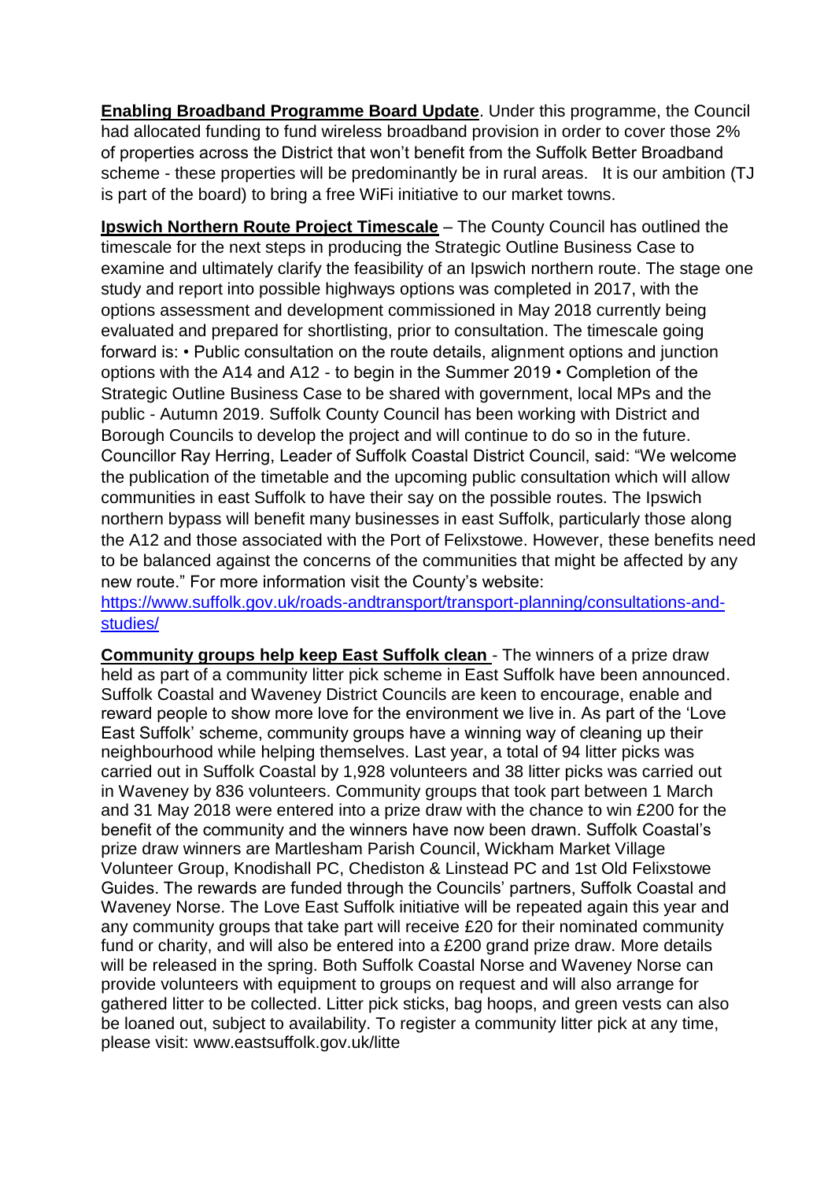**Enabling Broadband Programme Board Update**. Under this programme, the Council had allocated funding to fund wireless broadband provision in order to cover those 2% of properties across the District that won't benefit from the Suffolk Better Broadband scheme - these properties will be predominantly be in rural areas. It is our ambition (TJ is part of the board) to bring a free WiFi initiative to our market towns.

**Ipswich Northern Route Project Timescale** – The County Council has outlined the timescale for the next steps in producing the Strategic Outline Business Case to examine and ultimately clarify the feasibility of an Ipswich northern route. The stage one study and report into possible highways options was completed in 2017, with the options assessment and development commissioned in May 2018 currently being evaluated and prepared for shortlisting, prior to consultation. The timescale going forward is: • Public consultation on the route details, alignment options and junction options with the A14 and A12 - to begin in the Summer 2019 • Completion of the Strategic Outline Business Case to be shared with government, local MPs and the public - Autumn 2019. Suffolk County Council has been working with District and Borough Councils to develop the project and will continue to do so in the future. Councillor Ray Herring, Leader of Suffolk Coastal District Council, said: "We welcome the publication of the timetable and the upcoming public consultation which will allow communities in east Suffolk to have their say on the possible routes. The Ipswich northern bypass will benefit many businesses in east Suffolk, particularly those along the A12 and those associated with the Port of Felixstowe. However, these benefits need to be balanced against the concerns of the communities that might be affected by any new route." For more information visit the County's website: [https://www.suffolk.gov.uk/roads-andtransport/transport-planning/consultations-and-studies/](https://www.suffolk.gov.uk/roads-andtransport/transport-planning/consultations-and-studies/)

**Community groups help keep East Suffolk clean** - The winners of a prize draw held as part of a community litter pick scheme in East Suffolk have been announced. Suffolk Coastal and Waveney District Councils are keen to encourage, enable and reward people to show more love for the environment we live in. As part of the 'Love East Suffolk' scheme, community groups have a winning way of cleaning up their neighbourhood while helping themselves. Last year, a total of 94 litter picks was carried out in Suffolk Coastal by 1,928 volunteers and 38 litter picks was carried out in Waveney by 836 volunteers. Community groups that took part between 1 March and 31 May 2018 were entered into a prize draw with the chance to win £200 for the benefit of the community and the winners have now been drawn. Suffolk Coastal's prize draw winners are Martlesham Parish Council, Wickham Market Village Volunteer Group, Knodishall PC, Chediston & Linstead PC and 1st Old Felixstowe Guides. The rewards are funded through the Councils' partners, Suffolk Coastal and Waveney Norse. The Love East Suffolk initiative will be repeated again this year and any community groups that take part will receive £20 for their nominated community fund or charity, and will also be entered into a £200 grand prize draw. More details will be released in the spring. Both Suffolk Coastal Norse and Waveney Norse can provide volunteers with equipment to groups on request and will also arrange for gathered litter to be collected. Litter pick sticks, bag hoops, and green vests can also be loaned out, subject to availability. To register a community litter pick at any time, please visit: www.eastsuffolk.gov.uk/litte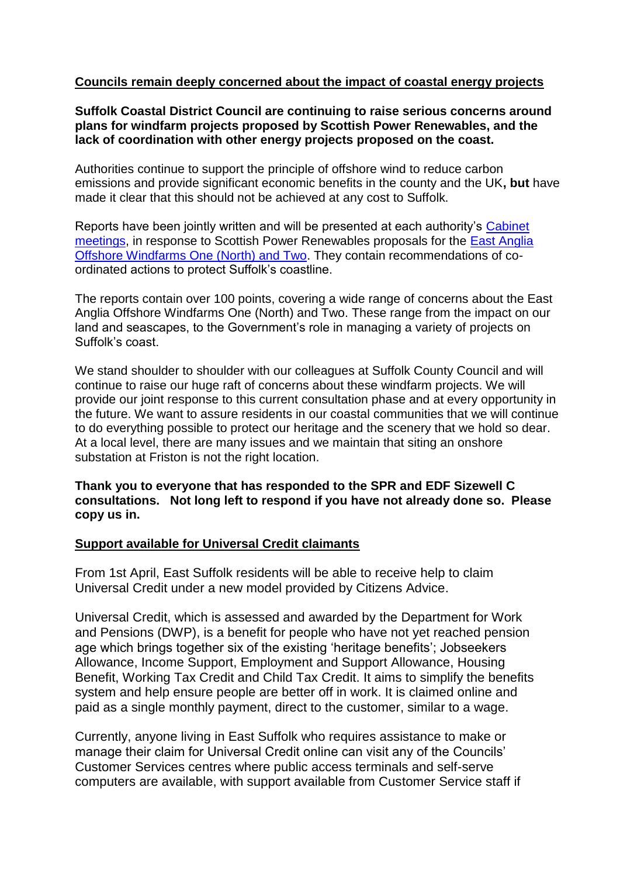## Councils remain deeply concerned about the impact of coastal energy projects

**Suffolk Coastal District Council are continuing to raise serious concerns around plans for windfarm projects proposed by Scottish Power Renewables, and the lack of coordination with other energy projects proposed on the coast.**

Authorities continue to support the principle of offshore wind to reduce carbon emissions and provide significant economic benefits in the county and the UK**, but** have made it clear that this should not be achieved at any cost to Suffolk.

Reports have been jointly written and will be presented at each authority's [Cabinet meetings](), in response to Scottish Power Renewables proposals for the [East Anglia Offshore Windfarms One (North) and Two](). They contain recommendations of co-ordinated actions to protect Suffolk's coastline.

The reports contain over 100 points, covering a wide range of concerns about the East Anglia Offshore Windfarms One (North) and Two. These range from the impact on our land and seascapes, to the Government's role in managing a variety of projects on Suffolk's coast.

We stand shoulder to shoulder with our colleagues at Suffolk County Council and will continue to raise our huge raft of concerns about these windfarm projects. We will provide our joint response to this current consultation phase and at every opportunity in the future. We want to assure residents in our coastal communities that we will continue to do everything possible to protect our heritage and the scenery that we hold so dear. At a local level, there are many issues and we maintain that siting an onshore substation at Friston is not the right location.

**Thank you to everyone that has responded to the SPR and EDF Sizewell C consultations. Not long left to respond if you have not already done so. Please copy us in.**

## Support available for Universal Credit claimants

From 1st April, East Suffolk residents will be able to receive help to claim Universal Credit under a new model provided by Citizens Advice.

Universal Credit, which is assessed and awarded by the Department for Work and Pensions (DWP), is a benefit for people who have not yet reached pension age which brings together six of the existing 'heritage benefits'; Jobseekers Allowance, Income Support, Employment and Support Allowance, Housing Benefit, Working Tax Credit and Child Tax Credit. It aims to simplify the benefits system and help ensure people are better off in work. It is claimed online and paid as a single monthly payment, direct to the customer, similar to a wage.

Currently, anyone living in East Suffolk who requires assistance to make or manage their claim for Universal Credit online can visit any of the Councils' Customer Services centres where public access terminals and self-serve computers are available, with support available from Customer Service staff if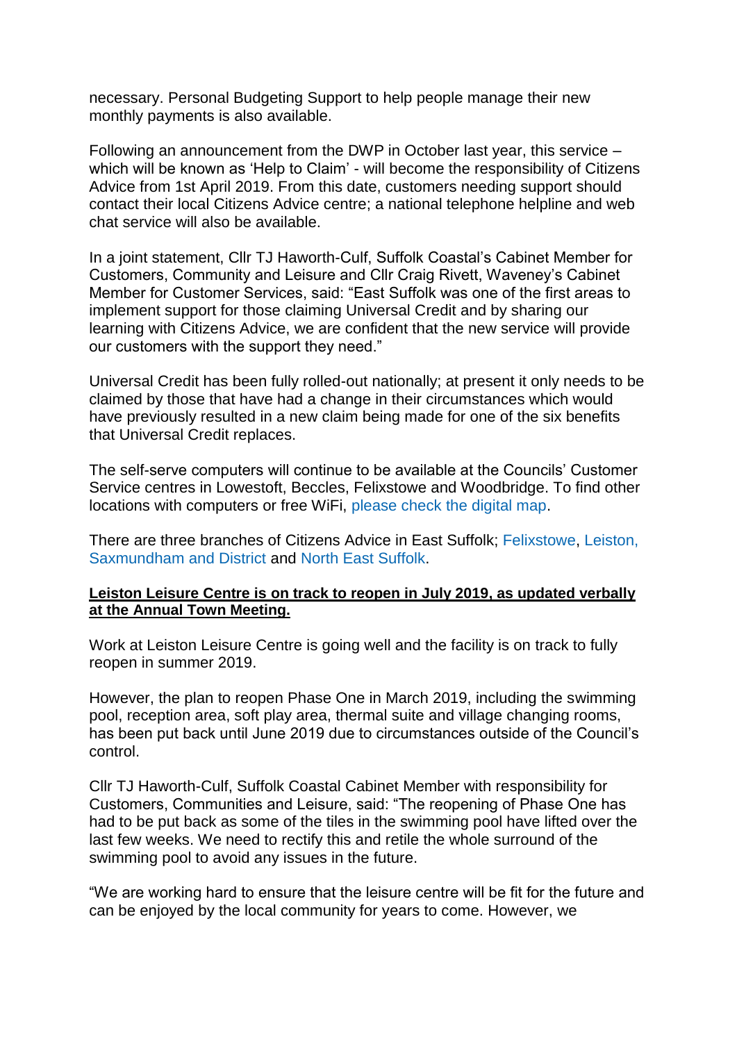necessary. Personal Budgeting Support to help people manage their new monthly payments is also available.

Following an announcement from the DWP in October last year, this service – which will be known as 'Help to Claim' - will become the responsibility of Citizens Advice from 1st April 2019. From this date, customers needing support should contact their local Citizens Advice centre; a national telephone helpline and web chat service will also be available.

In a joint statement, Cllr TJ Haworth-Culf, Suffolk Coastal's Cabinet Member for Customers, Community and Leisure and Cllr Craig Rivett, Waveney's Cabinet Member for Customer Services, said: "East Suffolk was one of the first areas to implement support for those claiming Universal Credit and by sharing our learning with Citizens Advice, we are confident that the new service will provide our customers with the support they need."

Universal Credit has been fully rolled-out nationally; at present it only needs to be claimed by those that have had a change in their circumstances which would have previously resulted in a new claim being made for one of the six benefits that Universal Credit replaces.

The self-serve computers will continue to be available at the Councils' Customer Service centres in Lowestoft, Beccles, Felixstowe and Woodbridge. To find other locations with computers or free WiFi, please check the digital map.

There are three branches of Citizens Advice in East Suffolk; Felixstowe, Leiston, Saxmundham and District and North East Suffolk.

**Leiston Leisure Centre is on track to reopen in July 2019, as updated verbally at the Annual Town Meeting.**

Work at Leiston Leisure Centre is going well and the facility is on track to fully reopen in summer 2019.

However, the plan to reopen Phase One in March 2019, including the swimming pool, reception area, soft play area, thermal suite and village changing rooms, has been put back until June 2019 due to circumstances outside of the Council's control.

Cllr TJ Haworth-Culf, Suffolk Coastal Cabinet Member with responsibility for Customers, Communities and Leisure, said: "The reopening of Phase One has had to be put back as some of the tiles in the swimming pool have lifted over the last few weeks. We need to rectify this and retile the whole surround of the swimming pool to avoid any issues in the future.

"We are working hard to ensure that the leisure centre will be fit for the future and can be enjoyed by the local community for years to come. However, we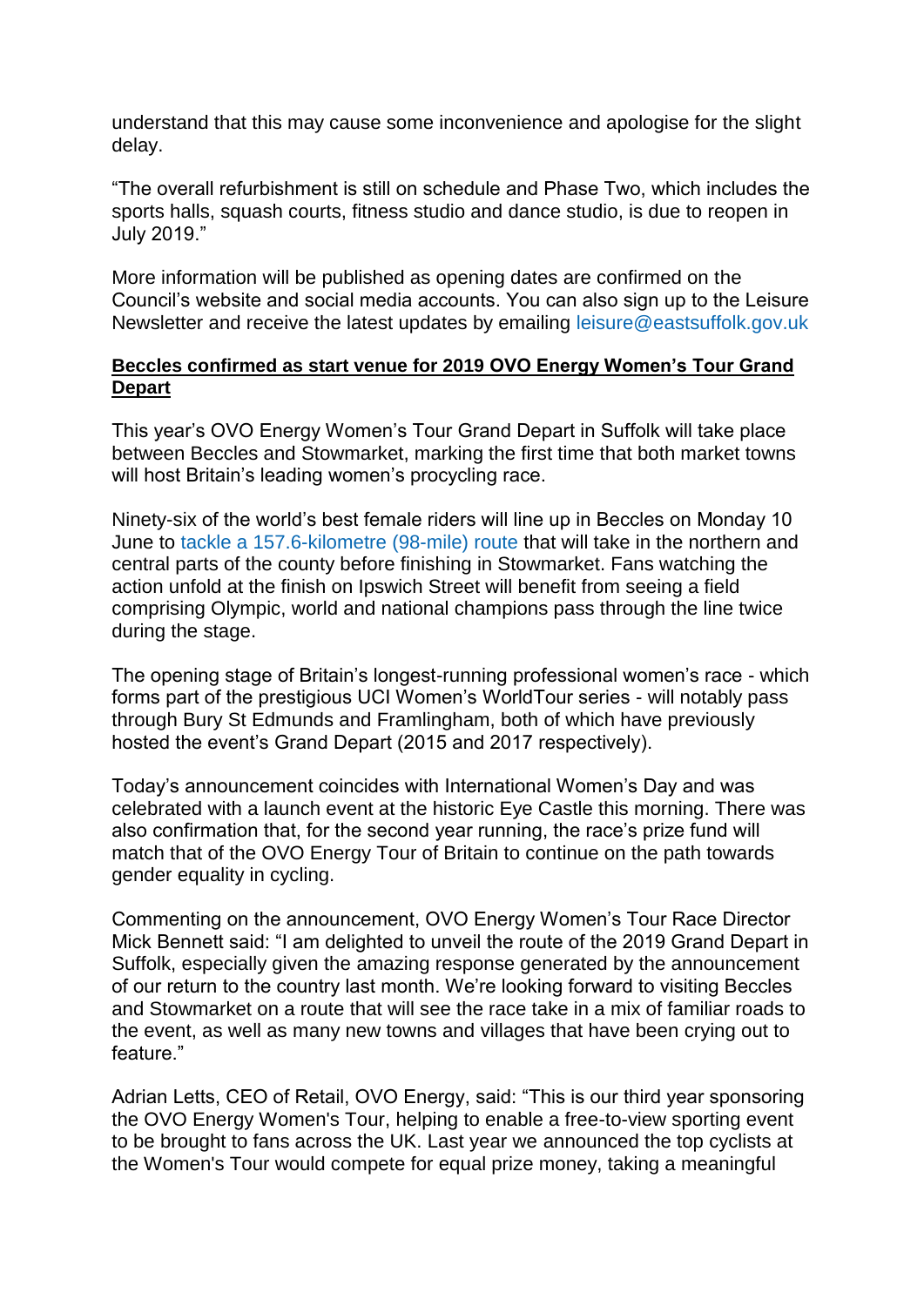understand that this may cause some inconvenience and apologise for the slight delay.

“The overall refurbishment is still on schedule and Phase Two, which includes the sports halls, squash courts, fitness studio and dance studio, is due to reopen in July 2019.”

More information will be published as opening dates are confirmed on the Council’s website and social media accounts. You can also sign up to the Leisure Newsletter and receive the latest updates by emailing leisure@eastsuffolk.gov.uk

**Beccles confirmed as start venue for 2019 OVO Energy Women’s Tour Grand Depart**

This year’s OVO Energy Women’s Tour Grand Depart in Suffolk will take place between Beccles and Stowmarket, marking the first time that both market towns will host Britain’s leading women’s procycling race.

Ninety-six of the world’s best female riders will line up in Beccles on Monday 10 June to tackle a 157.6-kilometre (98-mile) route that will take in the northern and central parts of the county before finishing in Stowmarket. Fans watching the action unfold at the finish on Ipswich Street will benefit from seeing a field comprising Olympic, world and national champions pass through the line twice during the stage.

The opening stage of Britain’s longest-running professional women’s race - which forms part of the prestigious UCI Women’s WorldTour series - will notably pass through Bury St Edmunds and Framlingham, both of which have previously hosted the event’s Grand Depart (2015 and 2017 respectively).

Today’s announcement coincides with International Women’s Day and was celebrated with a launch event at the historic Eye Castle this morning. There was also confirmation that, for the second year running, the race’s prize fund will match that of the OVO Energy Tour of Britain to continue on the path towards gender equality in cycling.

Commenting on the announcement, OVO Energy Women’s Tour Race Director Mick Bennett said: “I am delighted to unveil the route of the 2019 Grand Depart in Suffolk, especially given the amazing response generated by the announcement of our return to the country last month. We’re looking forward to visiting Beccles and Stowmarket on a route that will see the race take in a mix of familiar roads to the event, as well as many new towns and villages that have been crying out to feature.”

Adrian Letts, CEO of Retail, OVO Energy, said: “This is our third year sponsoring the OVO Energy Women's Tour, helping to enable a free-to-view sporting event to be brought to fans across the UK. Last year we announced the top cyclists at the Women's Tour would compete for equal prize money, taking a meaningful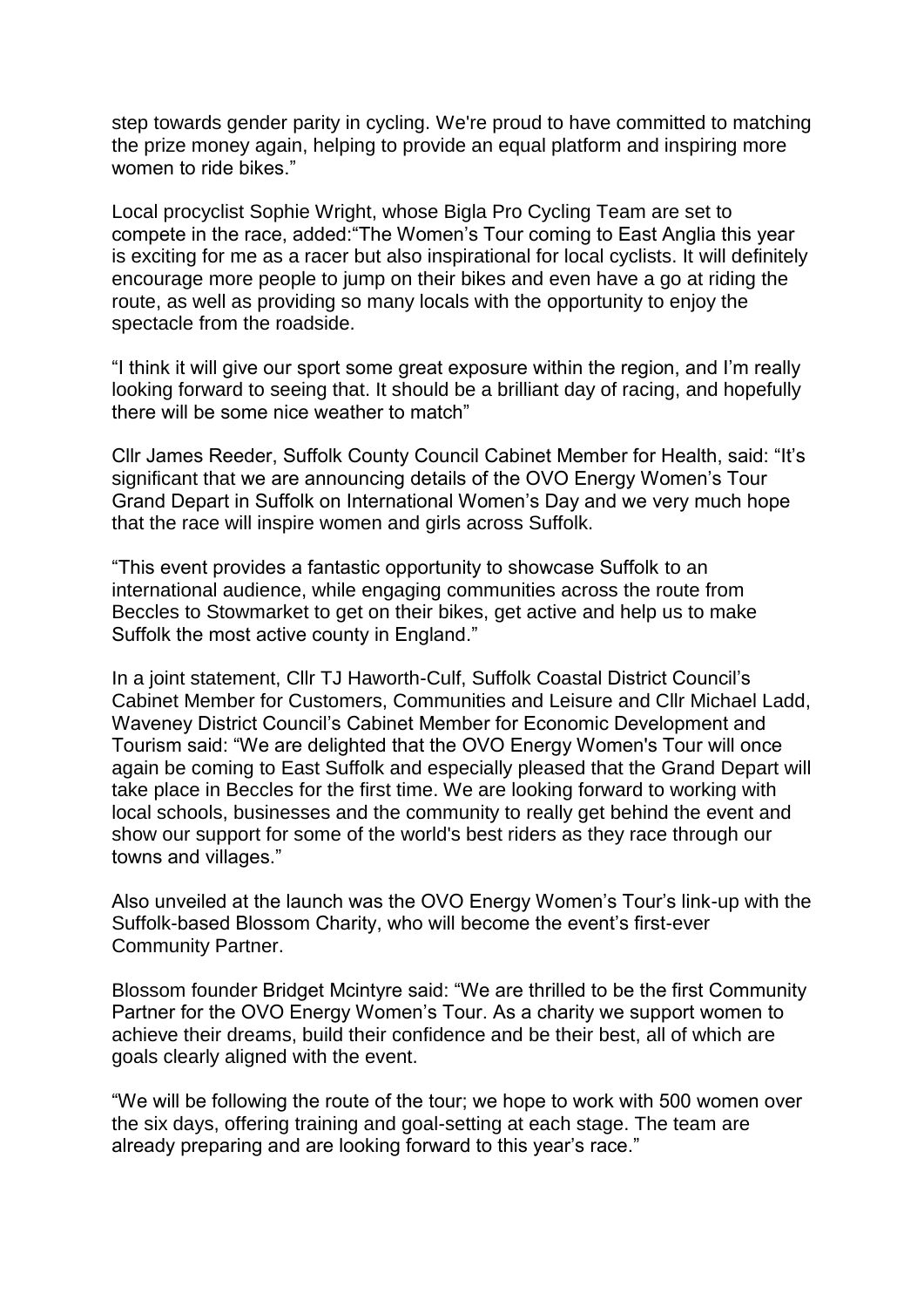step towards gender parity in cycling. We're proud to have committed to matching the prize money again, helping to provide an equal platform and inspiring more women to ride bikes."

Local procyclist Sophie Wright, whose Bigla Pro Cycling Team are set to compete in the race, added:"The Women's Tour coming to East Anglia this year is exciting for me as a racer but also inspirational for local cyclists. It will definitely encourage more people to jump on their bikes and even have a go at riding the route, as well as providing so many locals with the opportunity to enjoy the spectacle from the roadside.

"I think it will give our sport some great exposure within the region, and I'm really looking forward to seeing that. It should be a brilliant day of racing, and hopefully there will be some nice weather to match"

Cllr James Reeder, Suffolk County Council Cabinet Member for Health, said: "It's significant that we are announcing details of the OVO Energy Women's Tour Grand Depart in Suffolk on International Women's Day and we very much hope that the race will inspire women and girls across Suffolk.

"This event provides a fantastic opportunity to showcase Suffolk to an international audience, while engaging communities across the route from Beccles to Stowmarket to get on their bikes, get active and help us to make Suffolk the most active county in England."

In a joint statement, Cllr TJ Haworth-Culf, Suffolk Coastal District Council's Cabinet Member for Customers, Communities and Leisure and Cllr Michael Ladd, Waveney District Council's Cabinet Member for Economic Development and Tourism said: "We are delighted that the OVO Energy Women's Tour will once again be coming to East Suffolk and especially pleased that the Grand Depart will take place in Beccles for the first time. We are looking forward to working with local schools, businesses and the community to really get behind the event and show our support for some of the world's best riders as they race through our towns and villages."

Also unveiled at the launch was the OVO Energy Women's Tour's link-up with the Suffolk-based Blossom Charity, who will become the event's first-ever Community Partner.

Blossom founder Bridget Mcintyre said: "We are thrilled to be the first Community Partner for the OVO Energy Women's Tour. As a charity we support women to achieve their dreams, build their confidence and be their best, all of which are goals clearly aligned with the event.

"We will be following the route of the tour; we hope to work with 500 women over the six days, offering training and goal-setting at each stage. The team are already preparing and are looking forward to this year's race."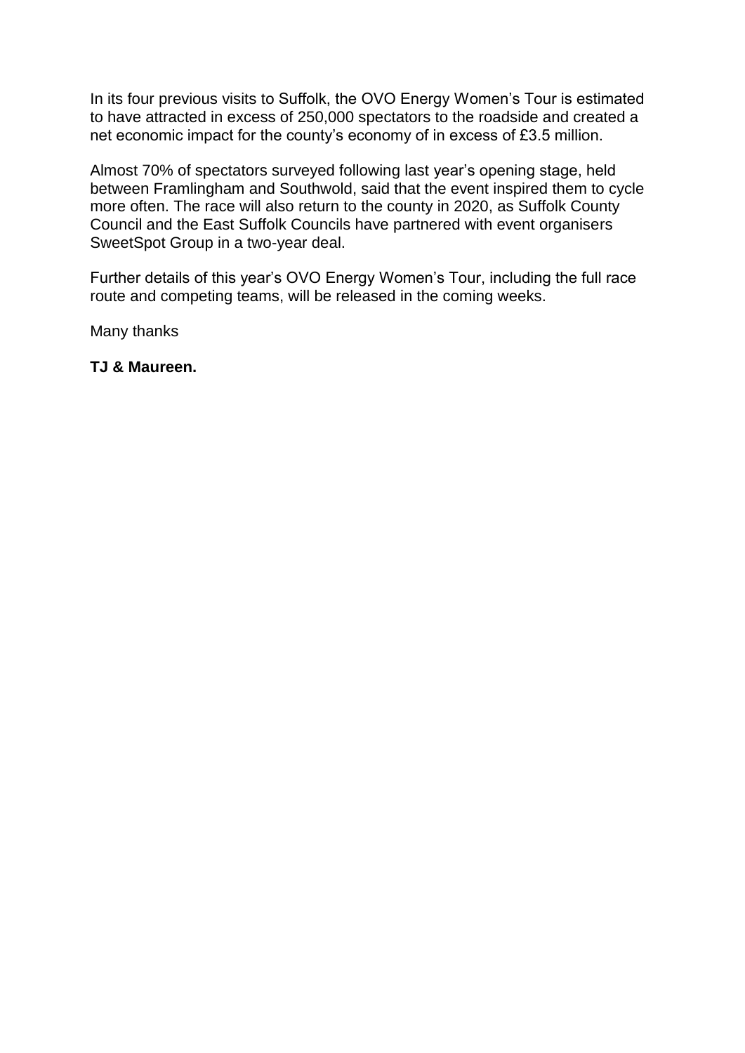In its four previous visits to Suffolk, the OVO Energy Women's Tour is estimated to have attracted in excess of 250,000 spectators to the roadside and created a net economic impact for the county's economy of in excess of £3.5 million.

Almost 70% of spectators surveyed following last year's opening stage, held between Framlingham and Southwold, said that the event inspired them to cycle more often. The race will also return to the county in 2020, as Suffolk County Council and the East Suffolk Councils have partnered with event organisers SweetSpot Group in a two-year deal.

Further details of this year's OVO Energy Women's Tour, including the full race route and competing teams, will be released in the coming weeks.

Many thanks

**TJ & Maureen.**